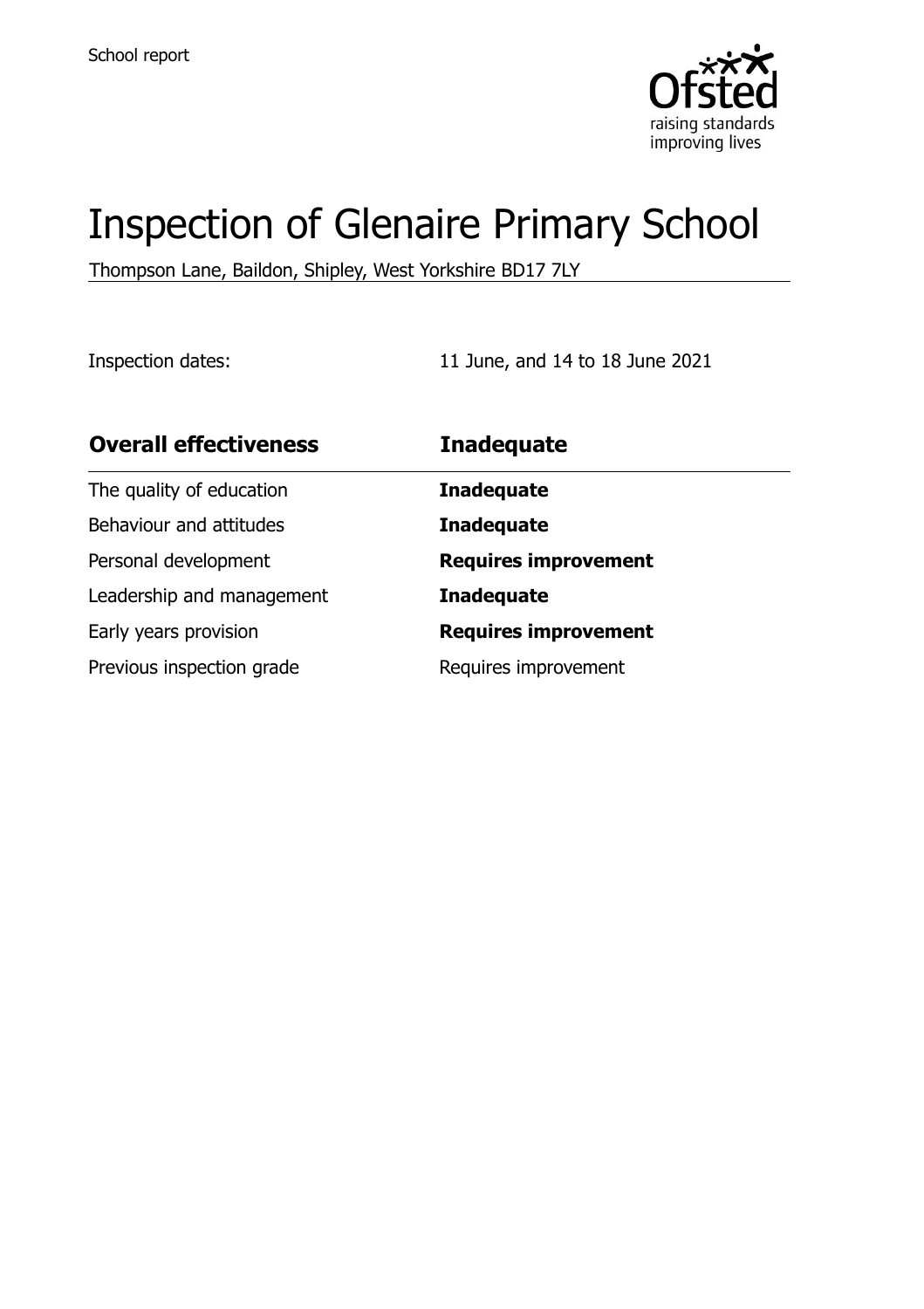School report

# Inspection of Glenaire Primary School

Thompson Lane, Baildon, Shipley, West Yorkshire BD17 7LY

Inspection dates: 11 June, and 14 to 18 June 2021

| **Overall effectiveness** | **Inadequate** |
| --- | --- |
| The quality of education | **Inadequate** |
| Behaviour and attitudes | **Inadequate** |
| Personal development | **Requires improvement** |
| Leadership and management | **Inadequate** |
| Early years provision | **Requires improvement** |
| Previous inspection grade | Requires improvement |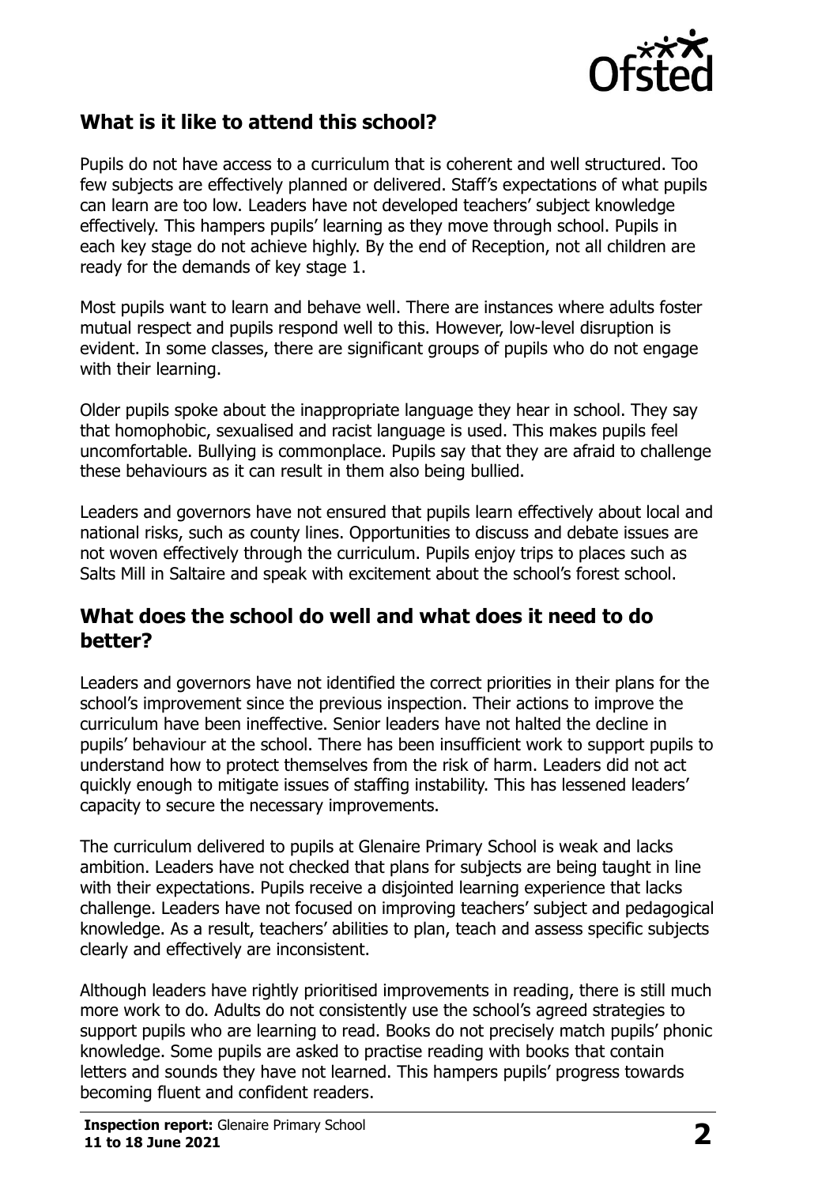## What is it like to attend this school?

Pupils do not have access to a curriculum that is coherent and well structured. Too few subjects are effectively planned or delivered. Staff's expectations of what pupils can learn are too low. Leaders have not developed teachers' subject knowledge effectively. This hampers pupils' learning as they move through school. Pupils in each key stage do not achieve highly. By the end of Reception, not all children are ready for the demands of key stage 1.

Most pupils want to learn and behave well. There are instances where adults foster mutual respect and pupils respond well to this. However, low-level disruption is evident. In some classes, there are significant groups of pupils who do not engage with their learning.

Older pupils spoke about the inappropriate language they hear in school. They say that homophobic, sexualised and racist language is used. This makes pupils feel uncomfortable. Bullying is commonplace. Pupils say that they are afraid to challenge these behaviours as it can result in them also being bullied.

Leaders and governors have not ensured that pupils learn effectively about local and national risks, such as county lines. Opportunities to discuss and debate issues are not woven effectively through the curriculum. Pupils enjoy trips to places such as Salts Mill in Saltaire and speak with excitement about the school's forest school.

## What does the school do well and what does it need to do better?

Leaders and governors have not identified the correct priorities in their plans for the school's improvement since the previous inspection. Their actions to improve the curriculum have been ineffective. Senior leaders have not halted the decline in pupils' behaviour at the school. There has been insufficient work to support pupils to understand how to protect themselves from the risk of harm. Leaders did not act quickly enough to mitigate issues of staffing instability. This has lessened leaders' capacity to secure the necessary improvements.

The curriculum delivered to pupils at Glenaire Primary School is weak and lacks ambition. Leaders have not checked that plans for subjects are being taught in line with their expectations. Pupils receive a disjointed learning experience that lacks challenge. Leaders have not focused on improving teachers' subject and pedagogical knowledge. As a result, teachers' abilities to plan, teach and assess specific subjects clearly and effectively are inconsistent.

Although leaders have rightly prioritised improvements in reading, there is still much more work to do. Adults do not consistently use the school's agreed strategies to support pupils who are learning to read. Books do not precisely match pupils' phonic knowledge. Some pupils are asked to practise reading with books that contain letters and sounds they have not learned. This hampers pupils' progress towards becoming fluent and confident readers.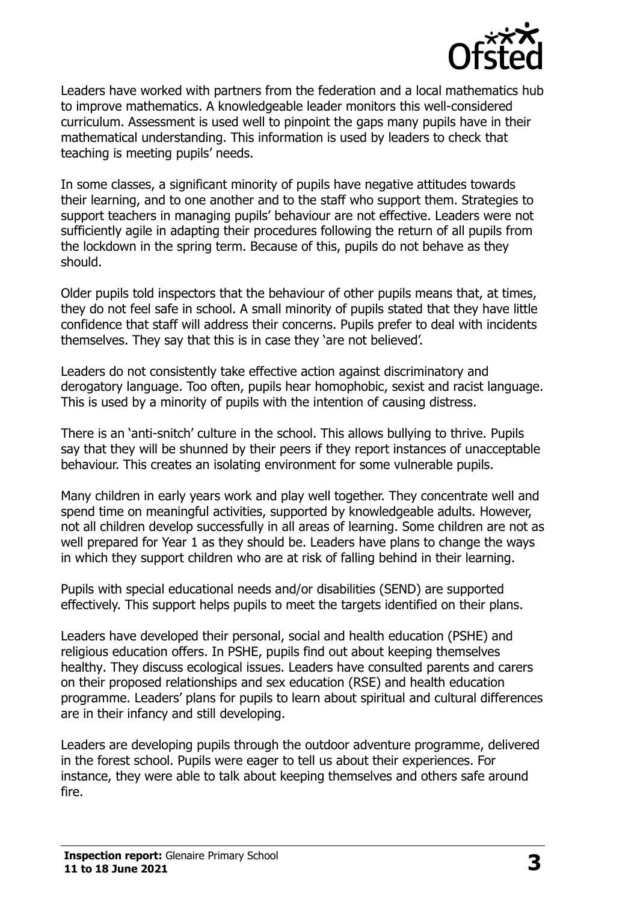Leaders have worked with partners from the federation and a local mathematics hub to improve mathematics. A knowledgeable leader monitors this well-considered curriculum. Assessment is used well to pinpoint the gaps many pupils have in their mathematical understanding. This information is used by leaders to check that teaching is meeting pupils' needs.

In some classes, a significant minority of pupils have negative attitudes towards their learning, and to one another and to the staff who support them. Strategies to support teachers in managing pupils' behaviour are not effective. Leaders were not sufficiently agile in adapting their procedures following the return of all pupils from the lockdown in the spring term. Because of this, pupils do not behave as they should.

Older pupils told inspectors that the behaviour of other pupils means that, at times, they do not feel safe in school. A small minority of pupils stated that they have little confidence that staff will address their concerns. Pupils prefer to deal with incidents themselves. They say that this is in case they 'are not believed'.

Leaders do not consistently take effective action against discriminatory and derogatory language. Too often, pupils hear homophobic, sexist and racist language. This is used by a minority of pupils with the intention of causing distress.

There is an 'anti-snitch' culture in the school. This allows bullying to thrive. Pupils say that they will be shunned by their peers if they report instances of unacceptable behaviour. This creates an isolating environment for some vulnerable pupils.

Many children in early years work and play well together. They concentrate well and spend time on meaningful activities, supported by knowledgeable adults. However, not all children develop successfully in all areas of learning. Some children are not as well prepared for Year 1 as they should be. Leaders have plans to change the ways in which they support children who are at risk of falling behind in their learning.

Pupils with special educational needs and/or disabilities (SEND) are supported effectively. This support helps pupils to meet the targets identified on their plans.

Leaders have developed their personal, social and health education (PSHE) and religious education offers. In PSHE, pupils find out about keeping themselves healthy. They discuss ecological issues. Leaders have consulted parents and carers on their proposed relationships and sex education (RSE) and health education programme. Leaders' plans for pupils to learn about spiritual and cultural differences are in their infancy and still developing.

Leaders are developing pupils through the outdoor adventure programme, delivered in the forest school. Pupils were eager to tell us about their experiences. For instance, they were able to talk about keeping themselves and others safe around fire.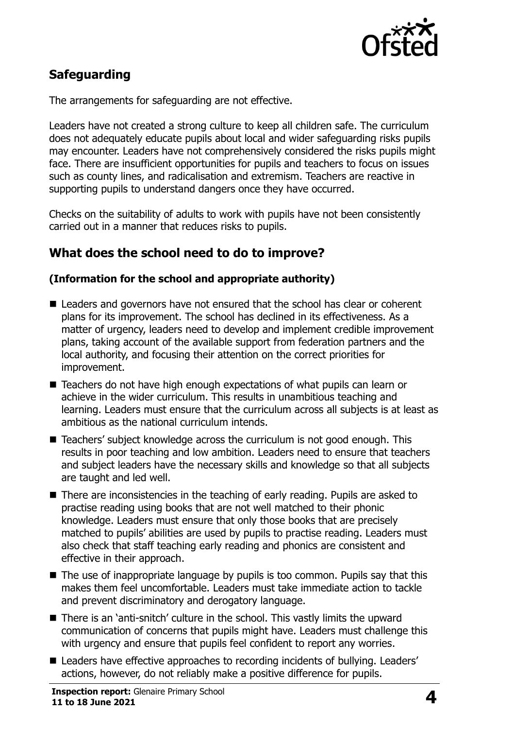## Safeguarding

The arrangements for safeguarding are not effective.

Leaders have not created a strong culture to keep all children safe. The curriculum does not adequately educate pupils about local and wider safeguarding risks pupils may encounter. Leaders have not comprehensively considered the risks pupils might face. There are insufficient opportunities for pupils and teachers to focus on issues such as county lines, and radicalisation and extremism. Teachers are reactive in supporting pupils to understand dangers once they have occurred.

Checks on the suitability of adults to work with pupils have not been consistently carried out in a manner that reduces risks to pupils.

## What does the school need to do to improve?

### (Information for the school and appropriate authority)

- Leaders and governors have not ensured that the school has clear or coherent plans for its improvement. The school has declined in its effectiveness. As a matter of urgency, leaders need to develop and implement credible improvement plans, taking account of the available support from federation partners and the local authority, and focusing their attention on the correct priorities for improvement.
- Teachers do not have high enough expectations of what pupils can learn or achieve in the wider curriculum. This results in unambitious teaching and learning. Leaders must ensure that the curriculum across all subjects is at least as ambitious as the national curriculum intends.
- Teachers' subject knowledge across the curriculum is not good enough. This results in poor teaching and low ambition. Leaders need to ensure that teachers and subject leaders have the necessary skills and knowledge so that all subjects are taught and led well.
- There are inconsistencies in the teaching of early reading. Pupils are asked to practise reading using books that are not well matched to their phonic knowledge. Leaders must ensure that only those books that are precisely matched to pupils' abilities are used by pupils to practise reading. Leaders must also check that staff teaching early reading and phonics are consistent and effective in their approach.
- The use of inappropriate language by pupils is too common. Pupils say that this makes them feel uncomfortable. Leaders must take immediate action to tackle and prevent discriminatory and derogatory language.
- There is an 'anti-snitch' culture in the school. This vastly limits the upward communication of concerns that pupils might have. Leaders must challenge this with urgency and ensure that pupils feel confident to report any worries.
- Leaders have effective approaches to recording incidents of bullying. Leaders' actions, however, do not reliably make a positive difference for pupils.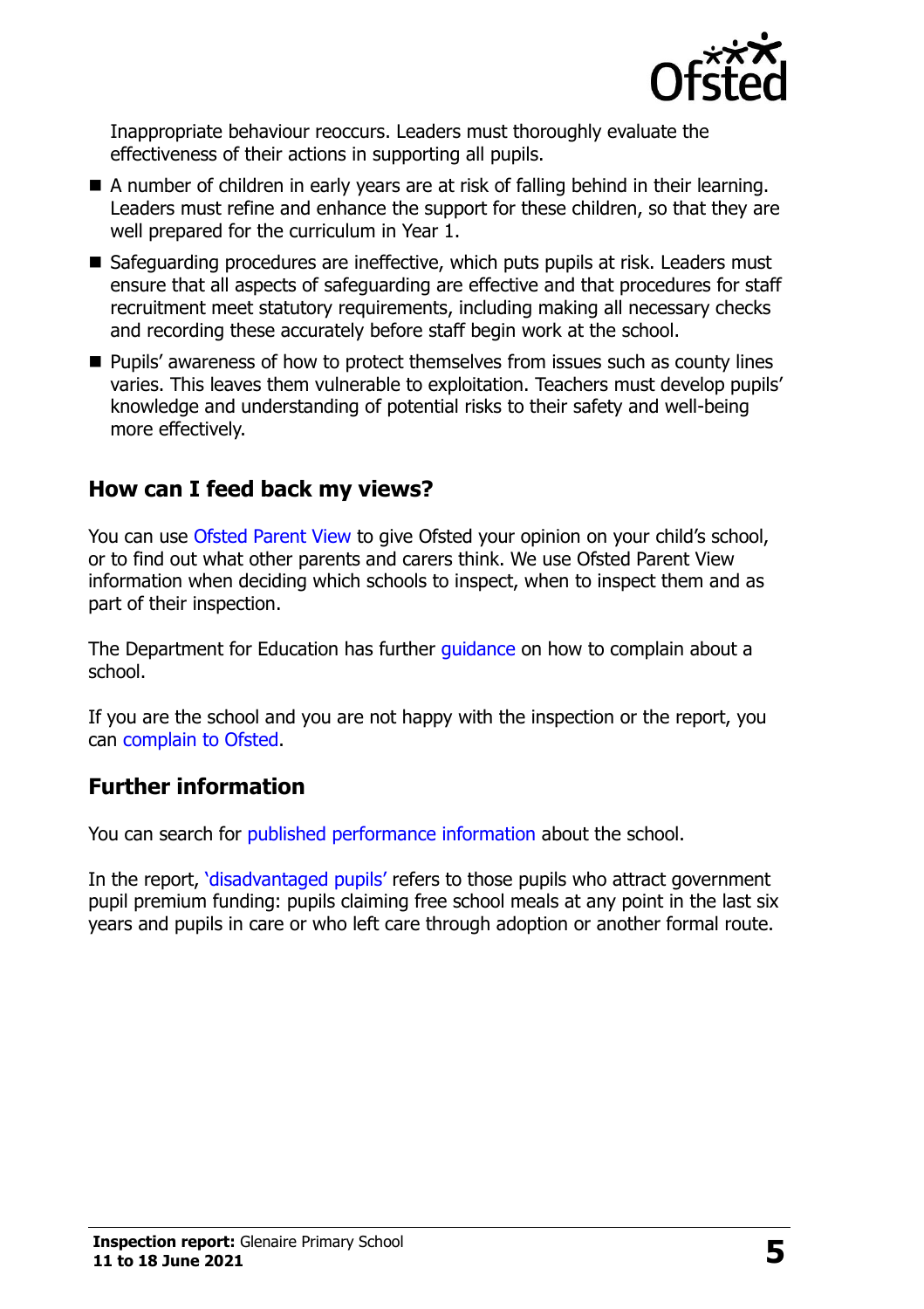Inappropriate behaviour reoccurs. Leaders must thoroughly evaluate the effectiveness of their actions in supporting all pupils.

- A number of children in early years are at risk of falling behind in their learning. Leaders must refine and enhance the support for these children, so that they are well prepared for the curriculum in Year 1.
- Safeguarding procedures are ineffective, which puts pupils at risk. Leaders must ensure that all aspects of safeguarding are effective and that procedures for staff recruitment meet statutory requirements, including making all necessary checks and recording these accurately before staff begin work at the school.
- Pupils' awareness of how to protect themselves from issues such as county lines varies. This leaves them vulnerable to exploitation. Teachers must develop pupils' knowledge and understanding of potential risks to their safety and well-being more effectively.

## How can I feed back my views?

You can use Ofsted Parent View to give Ofsted your opinion on your child's school, or to find out what other parents and carers think. We use Ofsted Parent View information when deciding which schools to inspect, when to inspect them and as part of their inspection.

The Department for Education has further guidance on how to complain about a school.

If you are the school and you are not happy with the inspection or the report, you can complain to Ofsted.

## Further information

You can search for published performance information about the school.

In the report, 'disadvantaged pupils' refers to those pupils who attract government pupil premium funding: pupils claiming free school meals at any point in the last six years and pupils in care or who left care through adoption or another formal route.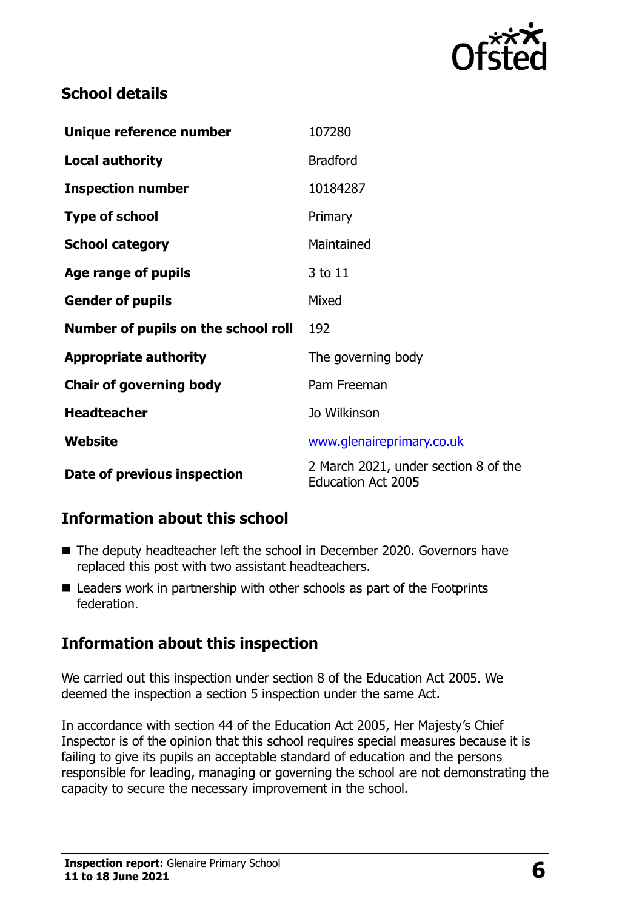## School details

| | |
|---|---|
| **Unique reference number** | 107280 |
| **Local authority** | Bradford |
| **Inspection number** | 10184287 |
| **Type of school** | Primary |
| **School category** | Maintained |
| **Age range of pupils** | 3 to 11 |
| **Gender of pupils** | Mixed |
| **Number of pupils on the school roll** | 192 |
| **Appropriate authority** | The governing body |
| **Chair of governing body** | Pam Freeman |
| **Headteacher** | Jo Wilkinson |
| **Website** | www.glenaireprimary.co.uk |
| **Date of previous inspection** | 2 March 2021, under section 8 of the Education Act 2005 |

## Information about this school

- The deputy headteacher left the school in December 2020. Governors have replaced this post with two assistant headteachers.
- Leaders work in partnership with other schools as part of the Footprints federation.

## Information about this inspection

We carried out this inspection under section 8 of the Education Act 2005. We deemed the inspection a section 5 inspection under the same Act.

In accordance with section 44 of the Education Act 2005, Her Majesty's Chief Inspector is of the opinion that this school requires special measures because it is failing to give its pupils an acceptable standard of education and the persons responsible for leading, managing or governing the school are not demonstrating the capacity to secure the necessary improvement in the school.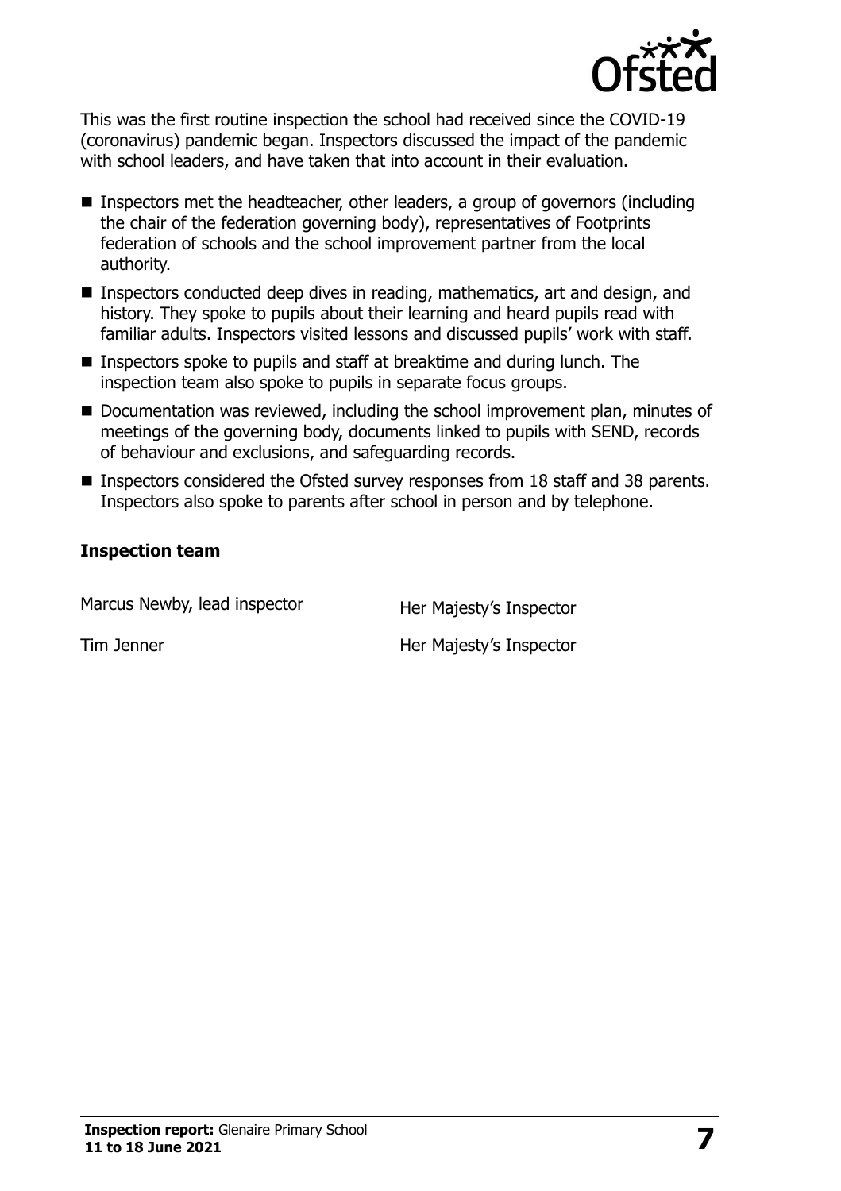This was the first routine inspection the school had received since the COVID-19 (coronavirus) pandemic began. Inspectors discussed the impact of the pandemic with school leaders, and have taken that into account in their evaluation.

- Inspectors met the headteacher, other leaders, a group of governors (including the chair of the federation governing body), representatives of Footprints federation of schools and the school improvement partner from the local authority.
- Inspectors conducted deep dives in reading, mathematics, art and design, and history. They spoke to pupils about their learning and heard pupils read with familiar adults. Inspectors visited lessons and discussed pupils' work with staff.
- Inspectors spoke to pupils and staff at breaktime and during lunch. The inspection team also spoke to pupils in separate focus groups.
- Documentation was reviewed, including the school improvement plan, minutes of meetings of the governing body, documents linked to pupils with SEND, records of behaviour and exclusions, and safeguarding records.
- Inspectors considered the Ofsted survey responses from 18 staff and 38 parents. Inspectors also spoke to parents after school in person and by telephone.

### Inspection team

| | |
|---|---|
| Marcus Newby, lead inspector | Her Majesty's Inspector |
| Tim Jenner | Her Majesty's Inspector |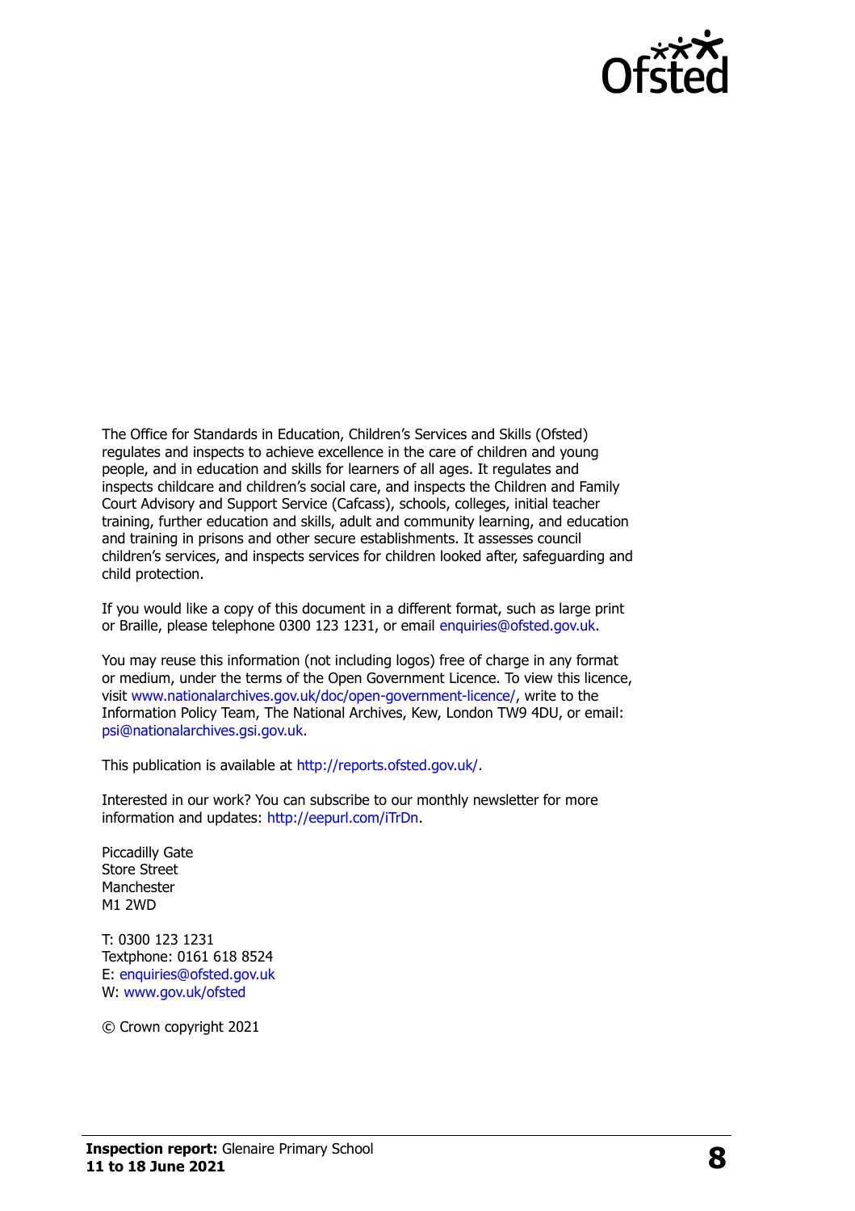The Office for Standards in Education, Children's Services and Skills (Ofsted) regulates and inspects to achieve excellence in the care of children and young people, and in education and skills for learners of all ages. It regulates and inspects childcare and children's social care, and inspects the Children and Family Court Advisory and Support Service (Cafcass), schools, colleges, initial teacher training, further education and skills, adult and community learning, and education and training in prisons and other secure establishments. It assesses council children's services, and inspects services for children looked after, safeguarding and child protection.

If you would like a copy of this document in a different format, such as large print or Braille, please telephone 0300 123 1231, or email enquiries@ofsted.gov.uk.

You may reuse this information (not including logos) free of charge in any format or medium, under the terms of the Open Government Licence. To view this licence, visit www.nationalarchives.gov.uk/doc/open-government-licence/, write to the Information Policy Team, The National Archives, Kew, London TW9 4DU, or email: psi@nationalarchives.gsi.gov.uk.

This publication is available at http://reports.ofsted.gov.uk/.

Interested in our work? You can subscribe to our monthly newsletter for more information and updates: http://eepurl.com/iTrDn.

Piccadilly Gate
Store Street
Manchester
M1 2WD

T: 0300 123 1231
Textphone: 0161 618 8524
E: enquiries@ofsted.gov.uk
W: www.gov.uk/ofsted

© Crown copyright 2021